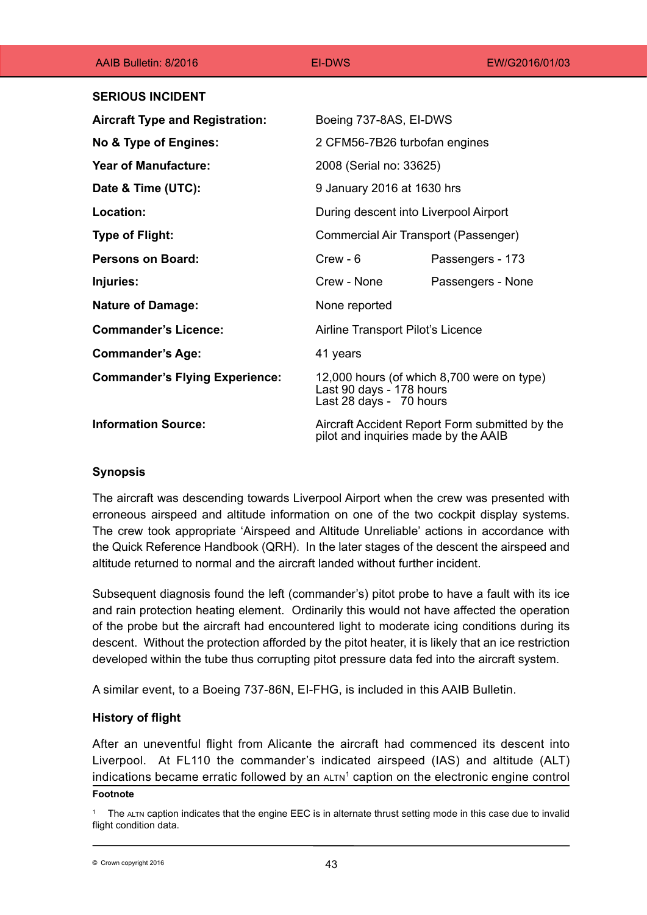## SERIOUS INCIDENT

| | | |
|---|---|---|
| **Aircraft Type and Registration:** | Boeing 737-8AS, EI-DWS | |
| **No & Type of Engines:** | 2 CFM56-7B26 turbofan engines | |
| **Year of Manufacture:** | 2008 (Serial no: 33625) | |
| **Date & Time (UTC):** | 9 January 2016 at 1630 hrs | |
| **Location:** | During descent into Liverpool Airport | |
| **Type of Flight:** | Commercial Air Transport (Passenger) | |
| **Persons on Board:** | Crew - 6 | Passengers - 173 |
| **Injuries:** | Crew - None | Passengers - None |
| **Nature of Damage:** | None reported | |
| **Commander's Licence:** | Airline Transport Pilot's Licence | |
| **Commander's Age:** | 41 years | |
| **Commander's Flying Experience:** | 12,000 hours (of which 8,700 were on type)<br>Last 90 days - 178 hours<br>Last 28 days - 70 hours | |
| **Information Source:** | Aircraft Accident Report Form submitted by the pilot and inquiries made by the AAIB | |

### Synopsis

The aircraft was descending towards Liverpool Airport when the crew was presented with erroneous airspeed and altitude information on one of the two cockpit display systems. The crew took appropriate 'Airspeed and Altitude Unreliable' actions in accordance with the Quick Reference Handbook (QRH). In the later stages of the descent the airspeed and altitude returned to normal and the aircraft landed without further incident.

Subsequent diagnosis found the left (commander's) pitot probe to have a fault with its ice and rain protection heating element. Ordinarily this would not have affected the operation of the probe but the aircraft had encountered light to moderate icing conditions during its descent. Without the protection afforded by the pitot heater, it is likely that an ice restriction developed within the tube thus corrupting pitot pressure data fed into the aircraft system.

A similar event, to a Boeing 737-86N, EI-FHG, is included in this AAIB Bulletin.

### History of flight

After an uneventful flight from Alicante the aircraft had commenced its descent into Liverpool. At FL110 the commander's indicated airspeed (IAS) and altitude (ALT) indications became erratic followed by an ALTN[1] caption on the electronic engine control

**Footnote**

[1] The ALTN caption indicates that the engine EEC is in alternate thrust setting mode in this case due to invalid flight condition data.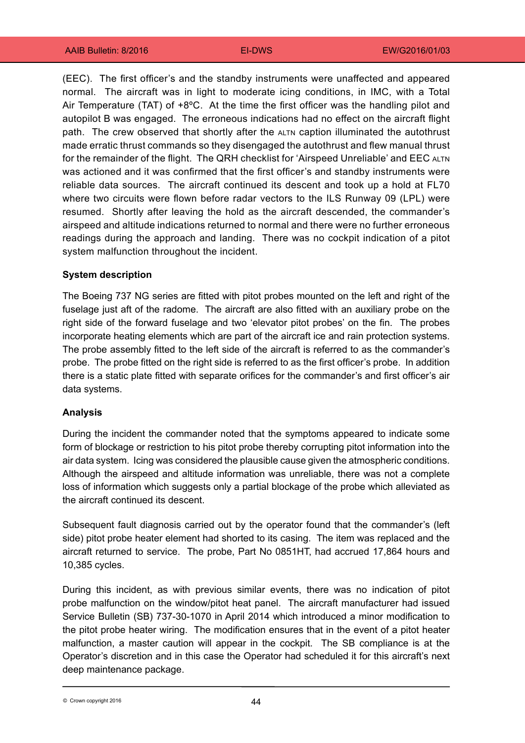(EEC). The first officer's and the standby instruments were unaffected and appeared normal. The aircraft was in light to moderate icing conditions, in IMC, with a Total Air Temperature (TAT) of +8ºC. At the time the first officer was the handling pilot and autopilot B was engaged. The erroneous indications had no effect on the aircraft flight path. The crew observed that shortly after the ALTN caption illuminated the autothrust made erratic thrust commands so they disengaged the autothrust and flew manual thrust for the remainder of the flight. The QRH checklist for 'Airspeed Unreliable' and EEC ALTN was actioned and it was confirmed that the first officer's and standby instruments were reliable data sources. The aircraft continued its descent and took up a hold at FL70 where two circuits were flown before radar vectors to the ILS Runway 09 (LPL) were resumed. Shortly after leaving the hold as the aircraft descended, the commander's airspeed and altitude indications returned to normal and there were no further erroneous readings during the approach and landing. There was no cockpit indication of a pitot system malfunction throughout the incident.

**System description**

The Boeing 737 NG series are fitted with pitot probes mounted on the left and right of the fuselage just aft of the radome. The aircraft are also fitted with an auxiliary probe on the right side of the forward fuselage and two 'elevator pitot probes' on the fin. The probes incorporate heating elements which are part of the aircraft ice and rain protection systems. The probe assembly fitted to the left side of the aircraft is referred to as the commander's probe. The probe fitted on the right side is referred to as the first officer's probe. In addition there is a static plate fitted with separate orifices for the commander's and first officer's air data systems.

**Analysis**

During the incident the commander noted that the symptoms appeared to indicate some form of blockage or restriction to his pitot probe thereby corrupting pitot information into the air data system. Icing was considered the plausible cause given the atmospheric conditions. Although the airspeed and altitude information was unreliable, there was not a complete loss of information which suggests only a partial blockage of the probe which alleviated as the aircraft continued its descent.

Subsequent fault diagnosis carried out by the operator found that the commander's (left side) pitot probe heater element had shorted to its casing. The item was replaced and the aircraft returned to service. The probe, Part No 0851HT, had accrued 17,864 hours and 10,385 cycles.

During this incident, as with previous similar events, there was no indication of pitot probe malfunction on the window/pitot heat panel. The aircraft manufacturer had issued Service Bulletin (SB) 737-30-1070 in April 2014 which introduced a minor modification to the pitot probe heater wiring. The modification ensures that in the event of a pitot heater malfunction, a master caution will appear in the cockpit. The SB compliance is at the Operator's discretion and in this case the Operator had scheduled it for this aircraft's next deep maintenance package.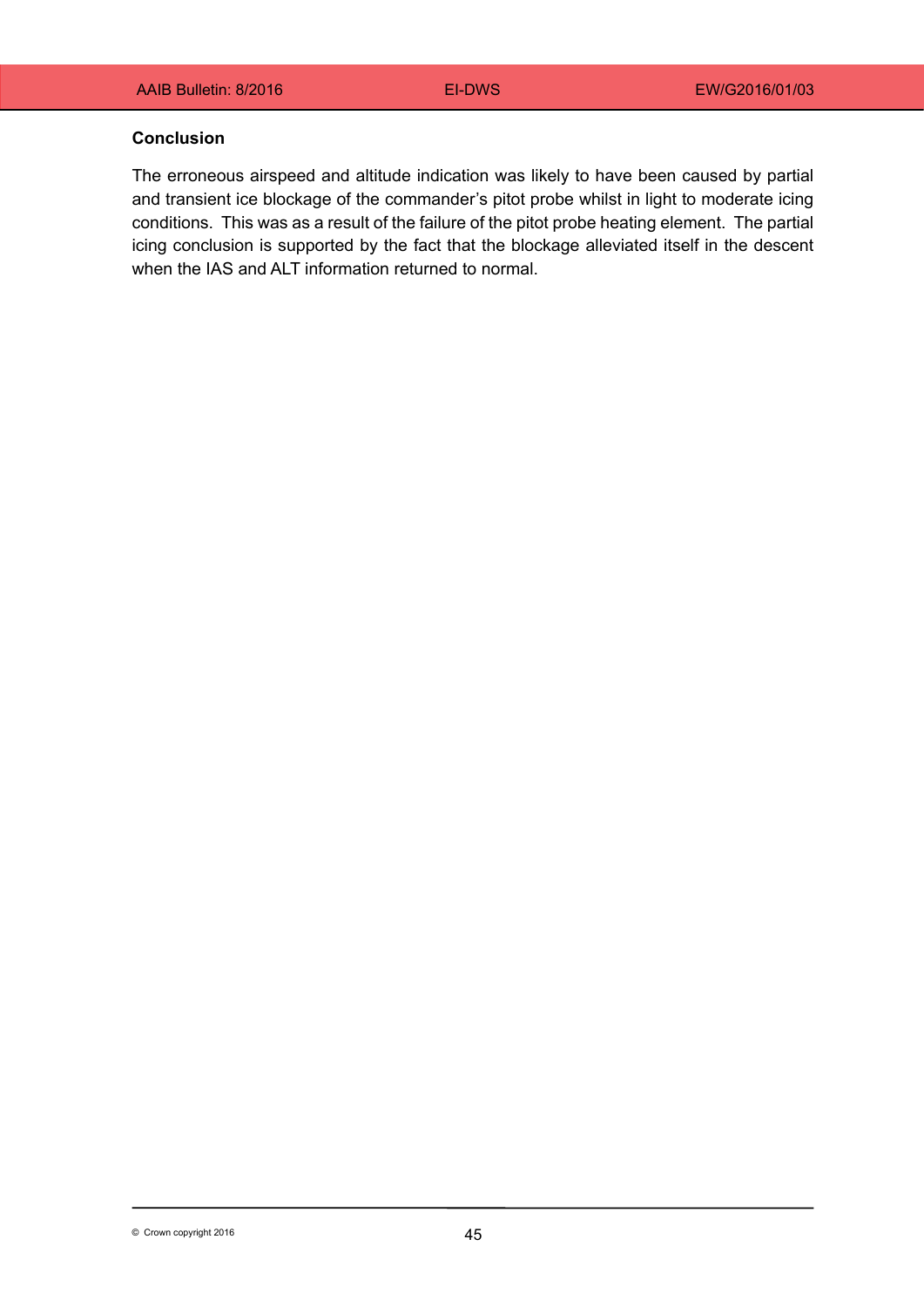**Conclusion**

The erroneous airspeed and altitude indication was likely to have been caused by partial and transient ice blockage of the commander's pitot probe whilst in light to moderate icing conditions. This was as a result of the failure of the pitot probe heating element. The partial icing conclusion is supported by the fact that the blockage alleviated itself in the descent when the IAS and ALT information returned to normal.